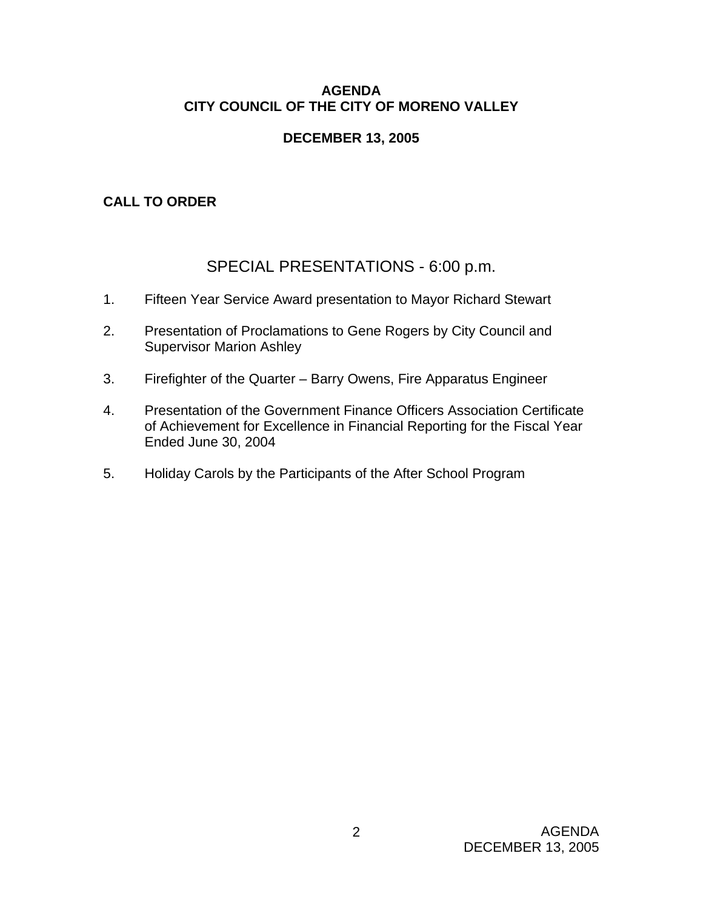# AGENDA
# CITY COUNCIL OF THE CITY OF MORENO VALLEY

## DECEMBER 13, 2005

**CALL TO ORDER**

## SPECIAL PRESENTATIONS - 6:00 p.m.

1. Fifteen Year Service Award presentation to Mayor Richard Stewart

2. Presentation of Proclamations to Gene Rogers by City Council and Supervisor Marion Ashley

3. Firefighter of the Quarter – Barry Owens, Fire Apparatus Engineer

4. Presentation of the Government Finance Officers Association Certificate of Achievement for Excellence in Financial Reporting for the Fiscal Year Ended June 30, 2004

5. Holiday Carols by the Participants of the After School Program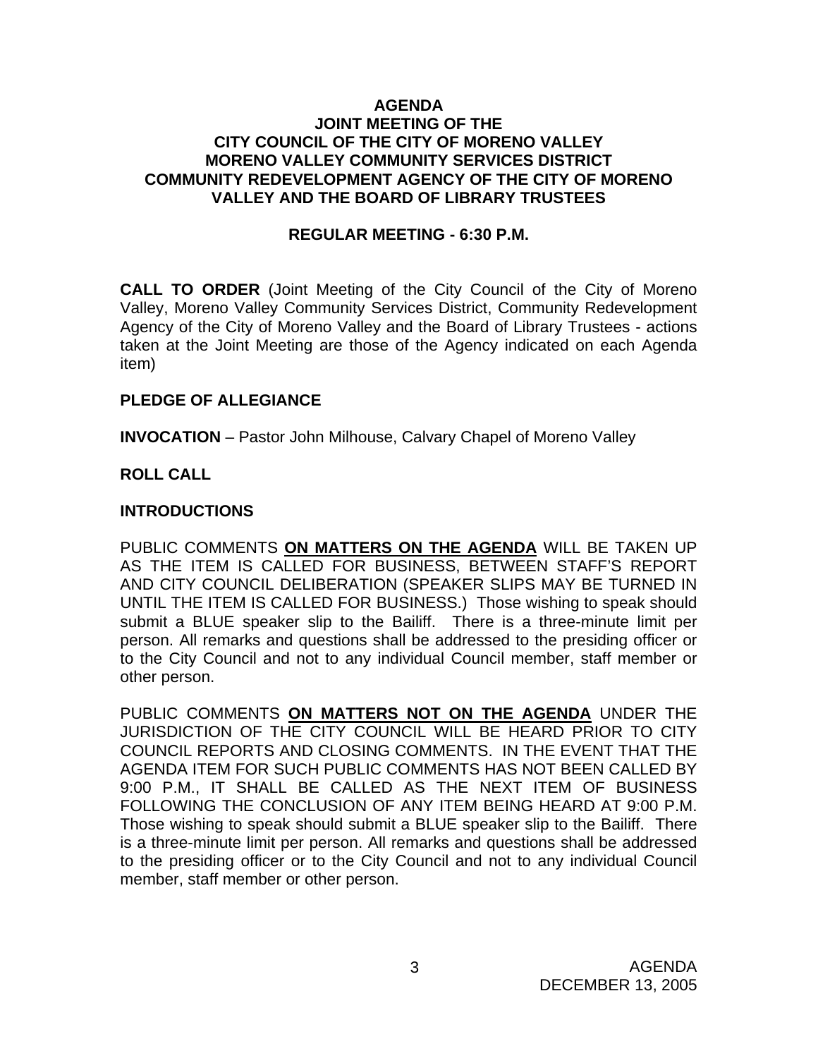**AGENDA**
**JOINT MEETING OF THE**
**CITY COUNCIL OF THE CITY OF MORENO VALLEY**
**MORENO VALLEY COMMUNITY SERVICES DISTRICT**
**COMMUNITY REDEVELOPMENT AGENCY OF THE CITY OF MORENO VALLEY AND THE BOARD OF LIBRARY TRUSTEES**

**REGULAR MEETING - 6:30 P.M.**

**CALL TO ORDER** (Joint Meeting of the City Council of the City of Moreno Valley, Moreno Valley Community Services District, Community Redevelopment Agency of the City of Moreno Valley and the Board of Library Trustees - actions taken at the Joint Meeting are those of the Agency indicated on each Agenda item)

**PLEDGE OF ALLEGIANCE**

**INVOCATION** – Pastor John Milhouse, Calvary Chapel of Moreno Valley

**ROLL CALL**

**INTRODUCTIONS**

PUBLIC COMMENTS **ON MATTERS ON THE AGENDA** WILL BE TAKEN UP AS THE ITEM IS CALLED FOR BUSINESS, BETWEEN STAFF'S REPORT AND CITY COUNCIL DELIBERATION (SPEAKER SLIPS MAY BE TURNED IN UNTIL THE ITEM IS CALLED FOR BUSINESS.) Those wishing to speak should submit a BLUE speaker slip to the Bailiff. There is a three-minute limit per person. All remarks and questions shall be addressed to the presiding officer or to the City Council and not to any individual Council member, staff member or other person.

PUBLIC COMMENTS **ON MATTERS NOT ON THE AGENDA** UNDER THE JURISDICTION OF THE CITY COUNCIL WILL BE HEARD PRIOR TO CITY COUNCIL REPORTS AND CLOSING COMMENTS. IN THE EVENT THAT THE AGENDA ITEM FOR SUCH PUBLIC COMMENTS HAS NOT BEEN CALLED BY 9:00 P.M., IT SHALL BE CALLED AS THE NEXT ITEM OF BUSINESS FOLLOWING THE CONCLUSION OF ANY ITEM BEING HEARD AT 9:00 P.M. Those wishing to speak should submit a BLUE speaker slip to the Bailiff. There is a three-minute limit per person. All remarks and questions shall be addressed to the presiding officer or to the City Council and not to any individual Council member, staff member or other person.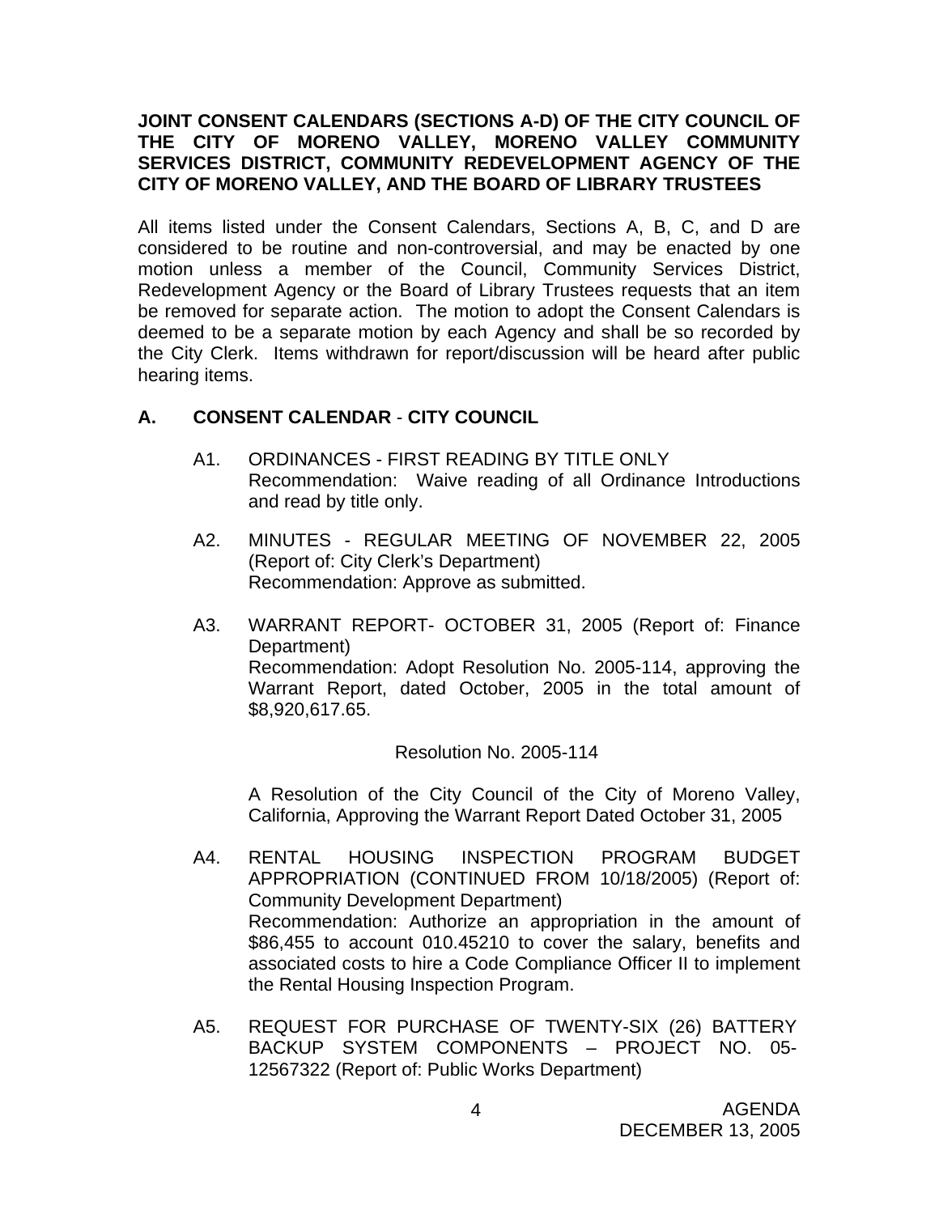**JOINT CONSENT CALENDARS (SECTIONS A-D) OF THE CITY COUNCIL OF THE CITY OF MORENO VALLEY, MORENO VALLEY COMMUNITY SERVICES DISTRICT, COMMUNITY REDEVELOPMENT AGENCY OF THE CITY OF MORENO VALLEY, AND THE BOARD OF LIBRARY TRUSTEES**

All items listed under the Consent Calendars, Sections A, B, C, and D are considered to be routine and non-controversial, and may be enacted by one motion unless a member of the Council, Community Services District, Redevelopment Agency or the Board of Library Trustees requests that an item be removed for separate action. The motion to adopt the Consent Calendars is deemed to be a separate motion by each Agency and shall be so recorded by the City Clerk. Items withdrawn for report/discussion will be heard after public hearing items.

## A. CONSENT CALENDAR - CITY COUNCIL

A1. ORDINANCES - FIRST READING BY TITLE ONLY
Recommendation: Waive reading of all Ordinance Introductions and read by title only.

A2. MINUTES - REGULAR MEETING OF NOVEMBER 22, 2005 (Report of: City Clerk's Department)
Recommendation: Approve as submitted.

A3. WARRANT REPORT- OCTOBER 31, 2005 (Report of: Finance Department)
Recommendation: Adopt Resolution No. 2005-114, approving the Warrant Report, dated October, 2005 in the total amount of $8,920,617.65.

Resolution No. 2005-114

A Resolution of the City Council of the City of Moreno Valley, California, Approving the Warrant Report Dated October 31, 2005

A4. RENTAL HOUSING INSPECTION PROGRAM BUDGET APPROPRIATION (CONTINUED FROM 10/18/2005) (Report of: Community Development Department)
Recommendation: Authorize an appropriation in the amount of $86,455 to account 010.45210 to cover the salary, benefits and associated costs to hire a Code Compliance Officer II to implement the Rental Housing Inspection Program.

A5. REQUEST FOR PURCHASE OF TWENTY-SIX (26) BATTERY BACKUP SYSTEM COMPONENTS – PROJECT NO. 05-12567322 (Report of: Public Works Department)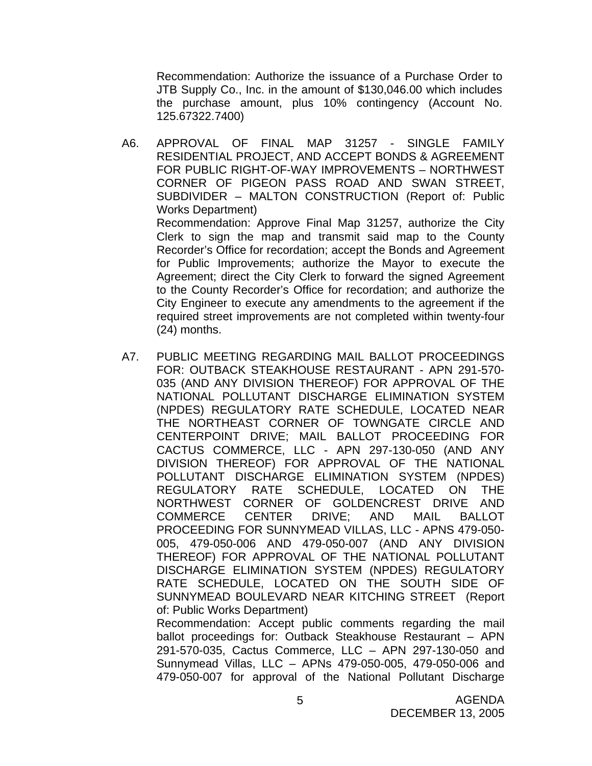Recommendation: Authorize the issuance of a Purchase Order to JTB Supply Co., Inc. in the amount of $130,046.00 which includes the purchase amount, plus 10% contingency (Account No. 125.67322.7400)

A6. APPROVAL OF FINAL MAP 31257 - SINGLE FAMILY RESIDENTIAL PROJECT, AND ACCEPT BONDS & AGREEMENT FOR PUBLIC RIGHT-OF-WAY IMPROVEMENTS – NORTHWEST CORNER OF PIGEON PASS ROAD AND SWAN STREET, SUBDIVIDER – MALTON CONSTRUCTION (Report of: Public Works Department)

Recommendation: Approve Final Map 31257, authorize the City Clerk to sign the map and transmit said map to the County Recorder's Office for recordation; accept the Bonds and Agreement for Public Improvements; authorize the Mayor to execute the Agreement; direct the City Clerk to forward the signed Agreement to the County Recorder's Office for recordation; and authorize the City Engineer to execute any amendments to the agreement if the required street improvements are not completed within twenty-four (24) months.

A7. PUBLIC MEETING REGARDING MAIL BALLOT PROCEEDINGS FOR: OUTBACK STEAKHOUSE RESTAURANT - APN 291-570-035 (AND ANY DIVISION THEREOF) FOR APPROVAL OF THE NATIONAL POLLUTANT DISCHARGE ELIMINATION SYSTEM (NPDES) REGULATORY RATE SCHEDULE, LOCATED NEAR THE NORTHEAST CORNER OF TOWNGATE CIRCLE AND CENTERPOINT DRIVE; MAIL BALLOT PROCEEDING FOR CACTUS COMMERCE, LLC - APN 297-130-050 (AND ANY DIVISION THEREOF) FOR APPROVAL OF THE NATIONAL POLLUTANT DISCHARGE ELIMINATION SYSTEM (NPDES) REGULATORY RATE SCHEDULE, LOCATED ON THE NORTHWEST CORNER OF GOLDENCREST DRIVE AND COMMERCE CENTER DRIVE; AND MAIL BALLOT PROCEEDING FOR SUNNYMEAD VILLAS, LLC - APNS 479-050-005, 479-050-006 AND 479-050-007 (AND ANY DIVISION THEREOF) FOR APPROVAL OF THE NATIONAL POLLUTANT DISCHARGE ELIMINATION SYSTEM (NPDES) REGULATORY RATE SCHEDULE, LOCATED ON THE SOUTH SIDE OF SUNNYMEAD BOULEVARD NEAR KITCHING STREET (Report of: Public Works Department)

Recommendation: Accept public comments regarding the mail ballot proceedings for: Outback Steakhouse Restaurant – APN 291-570-035, Cactus Commerce, LLC – APN 297-130-050 and Sunnymead Villas, LLC – APNs 479-050-005, 479-050-006 and 479-050-007 for approval of the National Pollutant Discharge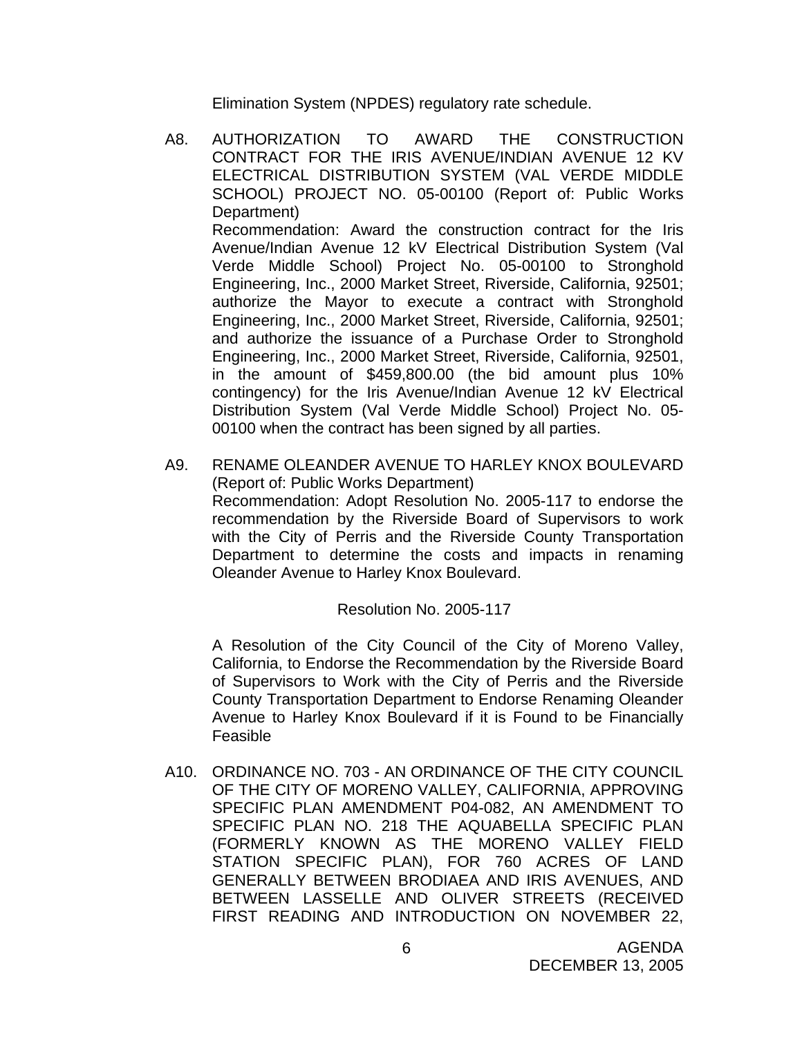Elimination System (NPDES) regulatory rate schedule.

A8. AUTHORIZATION TO AWARD THE CONSTRUCTION CONTRACT FOR THE IRIS AVENUE/INDIAN AVENUE 12 KV ELECTRICAL DISTRIBUTION SYSTEM (VAL VERDE MIDDLE SCHOOL) PROJECT NO. 05-00100 (Report of: Public Works Department)

Recommendation: Award the construction contract for the Iris Avenue/Indian Avenue 12 kV Electrical Distribution System (Val Verde Middle School) Project No. 05-00100 to Stronghold Engineering, Inc., 2000 Market Street, Riverside, California, 92501; authorize the Mayor to execute a contract with Stronghold Engineering, Inc., 2000 Market Street, Riverside, California, 92501; and authorize the issuance of a Purchase Order to Stronghold Engineering, Inc., 2000 Market Street, Riverside, California, 92501, in the amount of $459,800.00 (the bid amount plus 10% contingency) for the Iris Avenue/Indian Avenue 12 kV Electrical Distribution System (Val Verde Middle School) Project No. 05-00100 when the contract has been signed by all parties.

A9. RENAME OLEANDER AVENUE TO HARLEY KNOX BOULEVARD (Report of: Public Works Department)

Recommendation: Adopt Resolution No. 2005-117 to endorse the recommendation by the Riverside Board of Supervisors to work with the City of Perris and the Riverside County Transportation Department to determine the costs and impacts in renaming Oleander Avenue to Harley Knox Boulevard.

Resolution No. 2005-117

A Resolution of the City Council of the City of Moreno Valley, California, to Endorse the Recommendation by the Riverside Board of Supervisors to Work with the City of Perris and the Riverside County Transportation Department to Endorse Renaming Oleander Avenue to Harley Knox Boulevard if it is Found to be Financially Feasible

A10. ORDINANCE NO. 703 - AN ORDINANCE OF THE CITY COUNCIL OF THE CITY OF MORENO VALLEY, CALIFORNIA, APPROVING SPECIFIC PLAN AMENDMENT P04-082, AN AMENDMENT TO SPECIFIC PLAN NO. 218 THE AQUABELLA SPECIFIC PLAN (FORMERLY KNOWN AS THE MORENO VALLEY FIELD STATION SPECIFIC PLAN), FOR 760 ACRES OF LAND GENERALLY BETWEEN BRODIAEA AND IRIS AVENUES, AND BETWEEN LASSELLE AND OLIVER STREETS (RECEIVED FIRST READING AND INTRODUCTION ON NOVEMBER 22,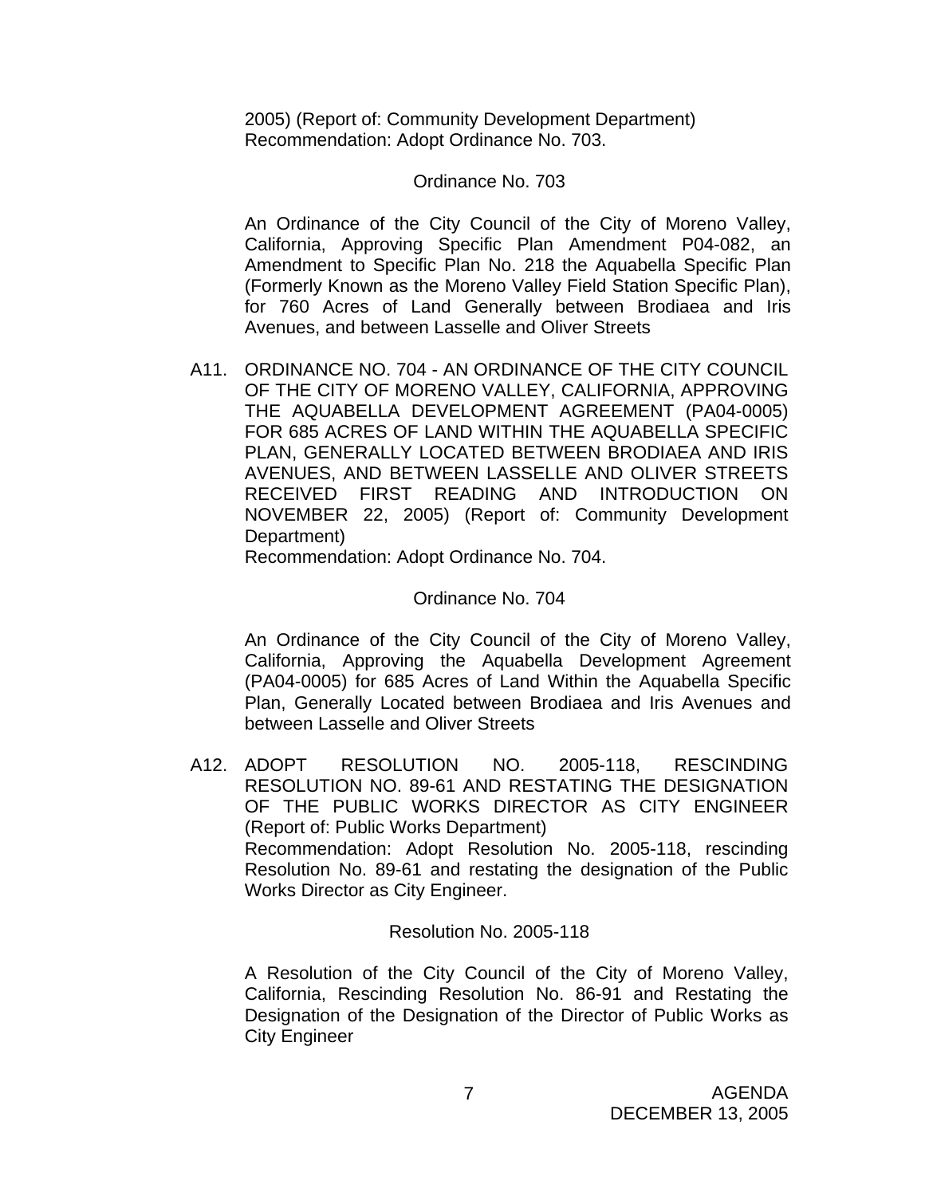2005) (Report of: Community Development Department)
Recommendation: Adopt Ordinance No. 703.

Ordinance No. 703

An Ordinance of the City Council of the City of Moreno Valley, California, Approving Specific Plan Amendment P04-082, an Amendment to Specific Plan No. 218 the Aquabella Specific Plan (Formerly Known as the Moreno Valley Field Station Specific Plan), for 760 Acres of Land Generally between Brodiaea and Iris Avenues, and between Lasselle and Oliver Streets

A11. ORDINANCE NO. 704 - AN ORDINANCE OF THE CITY COUNCIL OF THE CITY OF MORENO VALLEY, CALIFORNIA, APPROVING THE AQUABELLA DEVELOPMENT AGREEMENT (PA04-0005) FOR 685 ACRES OF LAND WITHIN THE AQUABELLA SPECIFIC PLAN, GENERALLY LOCATED BETWEEN BRODIAEA AND IRIS AVENUES, AND BETWEEN LASSELLE AND OLIVER STREETS RECEIVED FIRST READING AND INTRODUCTION ON NOVEMBER 22, 2005) (Report of: Community Development Department)
Recommendation: Adopt Ordinance No. 704.

Ordinance No. 704

An Ordinance of the City Council of the City of Moreno Valley, California, Approving the Aquabella Development Agreement (PA04-0005) for 685 Acres of Land Within the Aquabella Specific Plan, Generally Located between Brodiaea and Iris Avenues and between Lasselle and Oliver Streets

A12. ADOPT RESOLUTION NO. 2005-118, RESCINDING RESOLUTION NO. 89-61 AND RESTATING THE DESIGNATION OF THE PUBLIC WORKS DIRECTOR AS CITY ENGINEER (Report of: Public Works Department)
Recommendation: Adopt Resolution No. 2005-118, rescinding Resolution No. 89-61 and restating the designation of the Public Works Director as City Engineer.

Resolution No. 2005-118

A Resolution of the City Council of the City of Moreno Valley, California, Rescinding Resolution No. 86-91 and Restating the Designation of the Designation of the Director of Public Works as City Engineer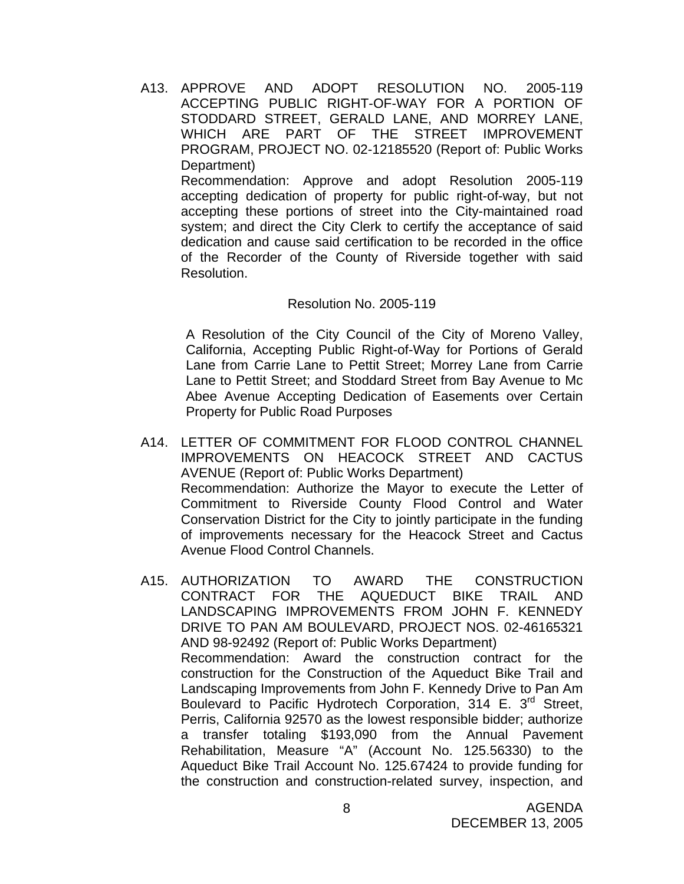A13. APPROVE AND ADOPT RESOLUTION NO. 2005-119 ACCEPTING PUBLIC RIGHT-OF-WAY FOR A PORTION OF STODDARD STREET, GERALD LANE, AND MORREY LANE, WHICH ARE PART OF THE STREET IMPROVEMENT PROGRAM, PROJECT NO. 02-12185520 (Report of: Public Works Department)

Recommendation: Approve and adopt Resolution 2005-119 accepting dedication of property for public right-of-way, but not accepting these portions of street into the City-maintained road system; and direct the City Clerk to certify the acceptance of said dedication and cause said certification to be recorded in the office of the Recorder of the County of Riverside together with said Resolution.

Resolution No. 2005-119

A Resolution of the City Council of the City of Moreno Valley, California, Accepting Public Right-of-Way for Portions of Gerald Lane from Carrie Lane to Pettit Street; Morrey Lane from Carrie Lane to Pettit Street; and Stoddard Street from Bay Avenue to Mc Abee Avenue Accepting Dedication of Easements over Certain Property for Public Road Purposes

A14. LETTER OF COMMITMENT FOR FLOOD CONTROL CHANNEL IMPROVEMENTS ON HEACOCK STREET AND CACTUS AVENUE (Report of: Public Works Department)

Recommendation: Authorize the Mayor to execute the Letter of Commitment to Riverside County Flood Control and Water Conservation District for the City to jointly participate in the funding of improvements necessary for the Heacock Street and Cactus Avenue Flood Control Channels.

A15. AUTHORIZATION TO AWARD THE CONSTRUCTION CONTRACT FOR THE AQUEDUCT BIKE TRAIL AND LANDSCAPING IMPROVEMENTS FROM JOHN F. KENNEDY DRIVE TO PAN AM BOULEVARD, PROJECT NOS. 02-46165321 AND 98-92492 (Report of: Public Works Department)

Recommendation: Award the construction contract for the construction for the Construction of the Aqueduct Bike Trail and Landscaping Improvements from John F. Kennedy Drive to Pan Am Boulevard to Pacific Hydrotech Corporation, 314 E. 3rd Street, Perris, California 92570 as the lowest responsible bidder; authorize a transfer totaling $193,090 from the Annual Pavement Rehabilitation, Measure "A" (Account No. 125.56330) to the Aqueduct Bike Trail Account No. 125.67424 to provide funding for the construction and construction-related survey, inspection, and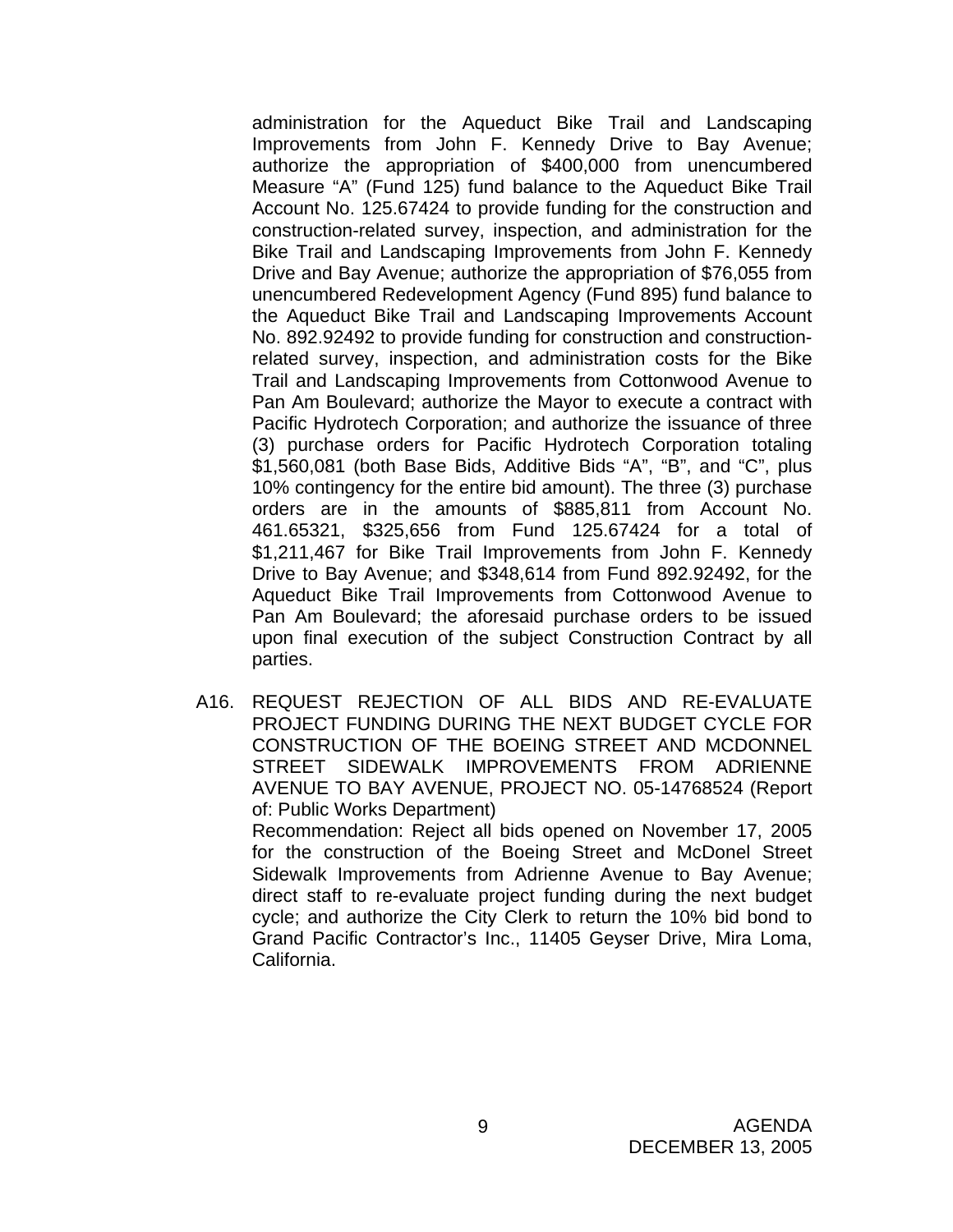administration for the Aqueduct Bike Trail and Landscaping Improvements from John F. Kennedy Drive to Bay Avenue; authorize the appropriation of $400,000 from unencumbered Measure "A" (Fund 125) fund balance to the Aqueduct Bike Trail Account No. 125.67424 to provide funding for the construction and construction-related survey, inspection, and administration for the Bike Trail and Landscaping Improvements from John F. Kennedy Drive and Bay Avenue; authorize the appropriation of $76,055 from unencumbered Redevelopment Agency (Fund 895) fund balance to the Aqueduct Bike Trail and Landscaping Improvements Account No. 892.92492 to provide funding for construction and construction-related survey, inspection, and administration costs for the Bike Trail and Landscaping Improvements from Cottonwood Avenue to Pan Am Boulevard; authorize the Mayor to execute a contract with Pacific Hydrotech Corporation; and authorize the issuance of three (3) purchase orders for Pacific Hydrotech Corporation totaling $1,560,081 (both Base Bids, Additive Bids "A", "B", and "C", plus 10% contingency for the entire bid amount). The three (3) purchase orders are in the amounts of $885,811 from Account No. 461.65321, $325,656 from Fund 125.67424 for a total of $1,211,467 for Bike Trail Improvements from John F. Kennedy Drive to Bay Avenue; and $348,614 from Fund 892.92492, for the Aqueduct Bike Trail Improvements from Cottonwood Avenue to Pan Am Boulevard; the aforesaid purchase orders to be issued upon final execution of the subject Construction Contract by all parties.

A16. REQUEST REJECTION OF ALL BIDS AND RE-EVALUATE PROJECT FUNDING DURING THE NEXT BUDGET CYCLE FOR CONSTRUCTION OF THE BOEING STREET AND MCDONNEL STREET SIDEWALK IMPROVEMENTS FROM ADRIENNE AVENUE TO BAY AVENUE, PROJECT NO. 05-14768524 (Report of: Public Works Department)
Recommendation: Reject all bids opened on November 17, 2005 for the construction of the Boeing Street and McDonel Street Sidewalk Improvements from Adrienne Avenue to Bay Avenue; direct staff to re-evaluate project funding during the next budget cycle; and authorize the City Clerk to return the 10% bid bond to Grand Pacific Contractor's Inc., 11405 Geyser Drive, Mira Loma, California.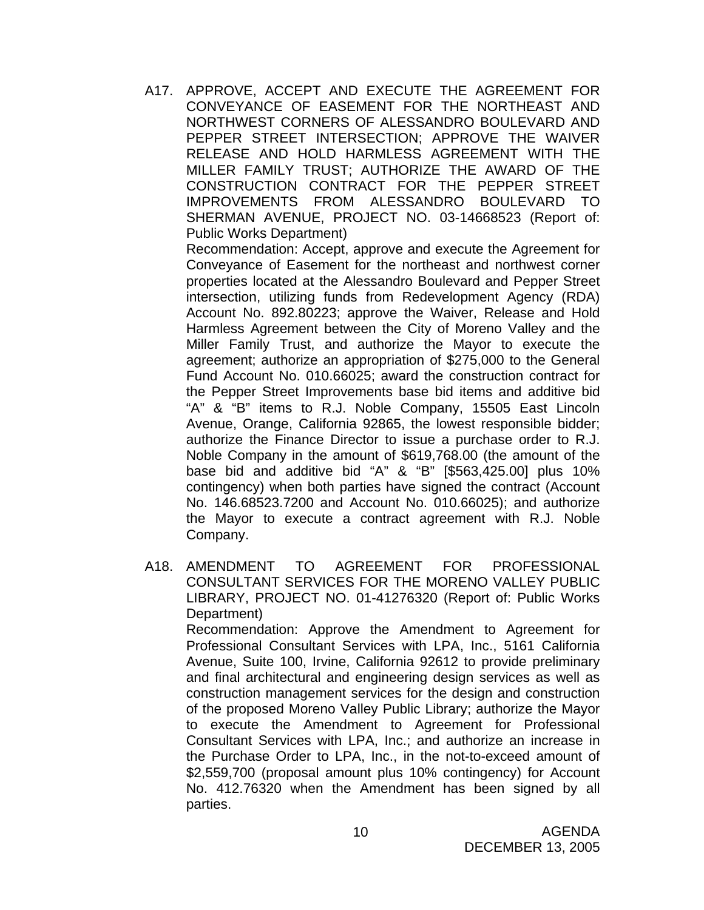A17. APPROVE, ACCEPT AND EXECUTE THE AGREEMENT FOR CONVEYANCE OF EASEMENT FOR THE NORTHEAST AND NORTHWEST CORNERS OF ALESSANDRO BOULEVARD AND PEPPER STREET INTERSECTION; APPROVE THE WAIVER RELEASE AND HOLD HARMLESS AGREEMENT WITH THE MILLER FAMILY TRUST; AUTHORIZE THE AWARD OF THE CONSTRUCTION CONTRACT FOR THE PEPPER STREET IMPROVEMENTS FROM ALESSANDRO BOULEVARD TO SHERMAN AVENUE, PROJECT NO. 03-14668523 (Report of: Public Works Department)

Recommendation: Accept, approve and execute the Agreement for Conveyance of Easement for the northeast and northwest corner properties located at the Alessandro Boulevard and Pepper Street intersection, utilizing funds from Redevelopment Agency (RDA) Account No. 892.80223; approve the Waiver, Release and Hold Harmless Agreement between the City of Moreno Valley and the Miller Family Trust, and authorize the Mayor to execute the agreement; authorize an appropriation of $275,000 to the General Fund Account No. 010.66025; award the construction contract for the Pepper Street Improvements base bid items and additive bid "A" & "B" items to R.J. Noble Company, 15505 East Lincoln Avenue, Orange, California 92865, the lowest responsible bidder; authorize the Finance Director to issue a purchase order to R.J. Noble Company in the amount of $619,768.00 (the amount of the base bid and additive bid "A" & "B" [$563,425.00] plus 10% contingency) when both parties have signed the contract (Account No. 146.68523.7200 and Account No. 010.66025); and authorize the Mayor to execute a contract agreement with R.J. Noble Company.

A18. AMENDMENT TO AGREEMENT FOR PROFESSIONAL CONSULTANT SERVICES FOR THE MORENO VALLEY PUBLIC LIBRARY, PROJECT NO. 01-41276320 (Report of: Public Works Department)

Recommendation: Approve the Amendment to Agreement for Professional Consultant Services with LPA, Inc., 5161 California Avenue, Suite 100, Irvine, California 92612 to provide preliminary and final architectural and engineering design services as well as construction management services for the design and construction of the proposed Moreno Valley Public Library; authorize the Mayor to execute the Amendment to Agreement for Professional Consultant Services with LPA, Inc.; and authorize an increase in the Purchase Order to LPA, Inc., in the not-to-exceed amount of $2,559,700 (proposal amount plus 10% contingency) for Account No. 412.76320 when the Amendment has been signed by all parties.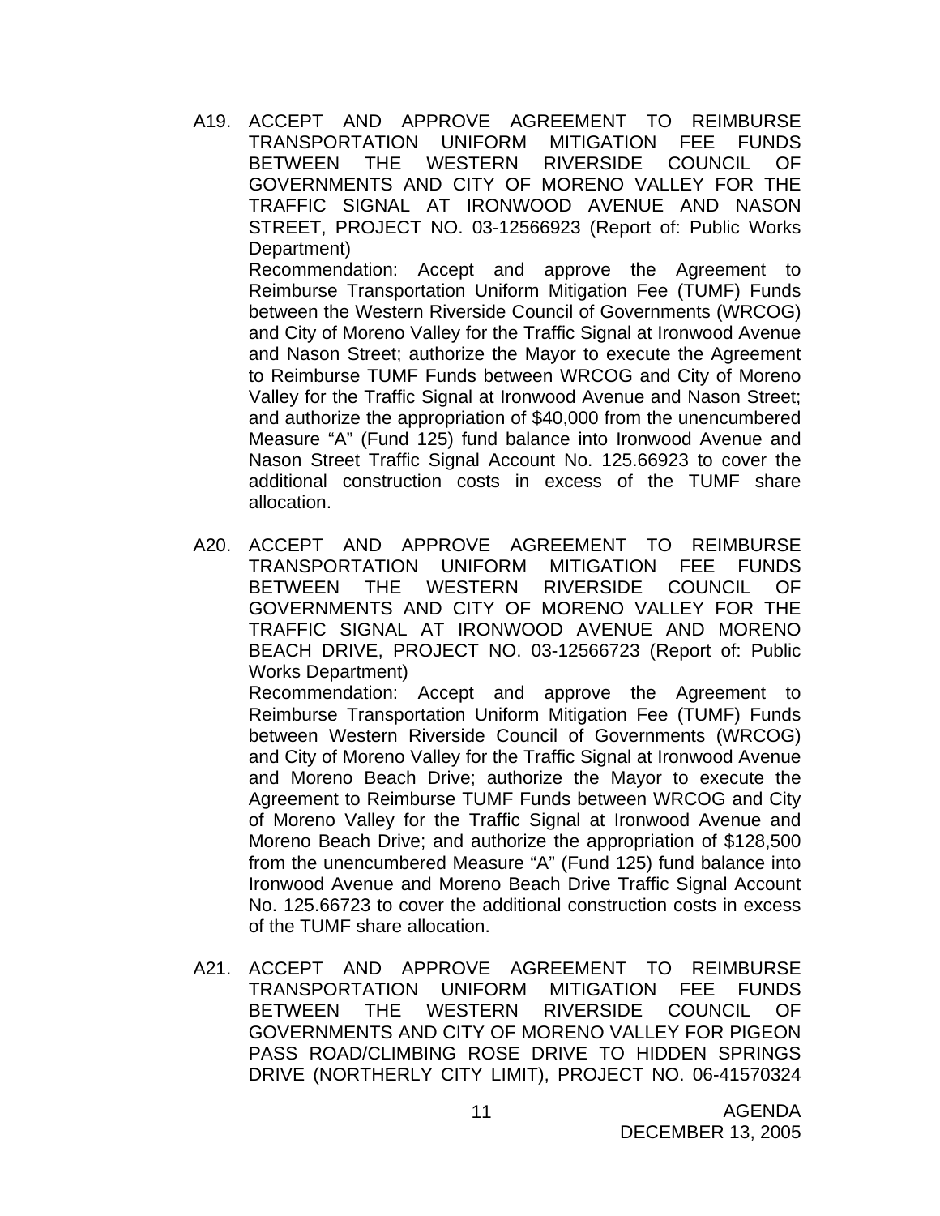A19. ACCEPT AND APPROVE AGREEMENT TO REIMBURSE TRANSPORTATION UNIFORM MITIGATION FEE FUNDS BETWEEN THE WESTERN RIVERSIDE COUNCIL OF GOVERNMENTS AND CITY OF MORENO VALLEY FOR THE TRAFFIC SIGNAL AT IRONWOOD AVENUE AND NASON STREET, PROJECT NO. 03-12566923 (Report of: Public Works Department)

Recommendation: Accept and approve the Agreement to Reimburse Transportation Uniform Mitigation Fee (TUMF) Funds between the Western Riverside Council of Governments (WRCOG) and City of Moreno Valley for the Traffic Signal at Ironwood Avenue and Nason Street; authorize the Mayor to execute the Agreement to Reimburse TUMF Funds between WRCOG and City of Moreno Valley for the Traffic Signal at Ironwood Avenue and Nason Street; and authorize the appropriation of $40,000 from the unencumbered Measure "A" (Fund 125) fund balance into Ironwood Avenue and Nason Street Traffic Signal Account No. 125.66923 to cover the additional construction costs in excess of the TUMF share allocation.

A20. ACCEPT AND APPROVE AGREEMENT TO REIMBURSE TRANSPORTATION UNIFORM MITIGATION FEE FUNDS BETWEEN THE WESTERN RIVERSIDE COUNCIL OF GOVERNMENTS AND CITY OF MORENO VALLEY FOR THE TRAFFIC SIGNAL AT IRONWOOD AVENUE AND MORENO BEACH DRIVE, PROJECT NO. 03-12566723 (Report of: Public Works Department)

Recommendation: Accept and approve the Agreement to Reimburse Transportation Uniform Mitigation Fee (TUMF) Funds between Western Riverside Council of Governments (WRCOG) and City of Moreno Valley for the Traffic Signal at Ironwood Avenue and Moreno Beach Drive; authorize the Mayor to execute the Agreement to Reimburse TUMF Funds between WRCOG and City of Moreno Valley for the Traffic Signal at Ironwood Avenue and Moreno Beach Drive; and authorize the appropriation of $128,500 from the unencumbered Measure "A" (Fund 125) fund balance into Ironwood Avenue and Moreno Beach Drive Traffic Signal Account No. 125.66723 to cover the additional construction costs in excess of the TUMF share allocation.

A21. ACCEPT AND APPROVE AGREEMENT TO REIMBURSE TRANSPORTATION UNIFORM MITIGATION FEE FUNDS BETWEEN THE WESTERN RIVERSIDE COUNCIL OF GOVERNMENTS AND CITY OF MORENO VALLEY FOR PIGEON PASS ROAD/CLIMBING ROSE DRIVE TO HIDDEN SPRINGS DRIVE (NORTHERLY CITY LIMIT), PROJECT NO. 06-41570324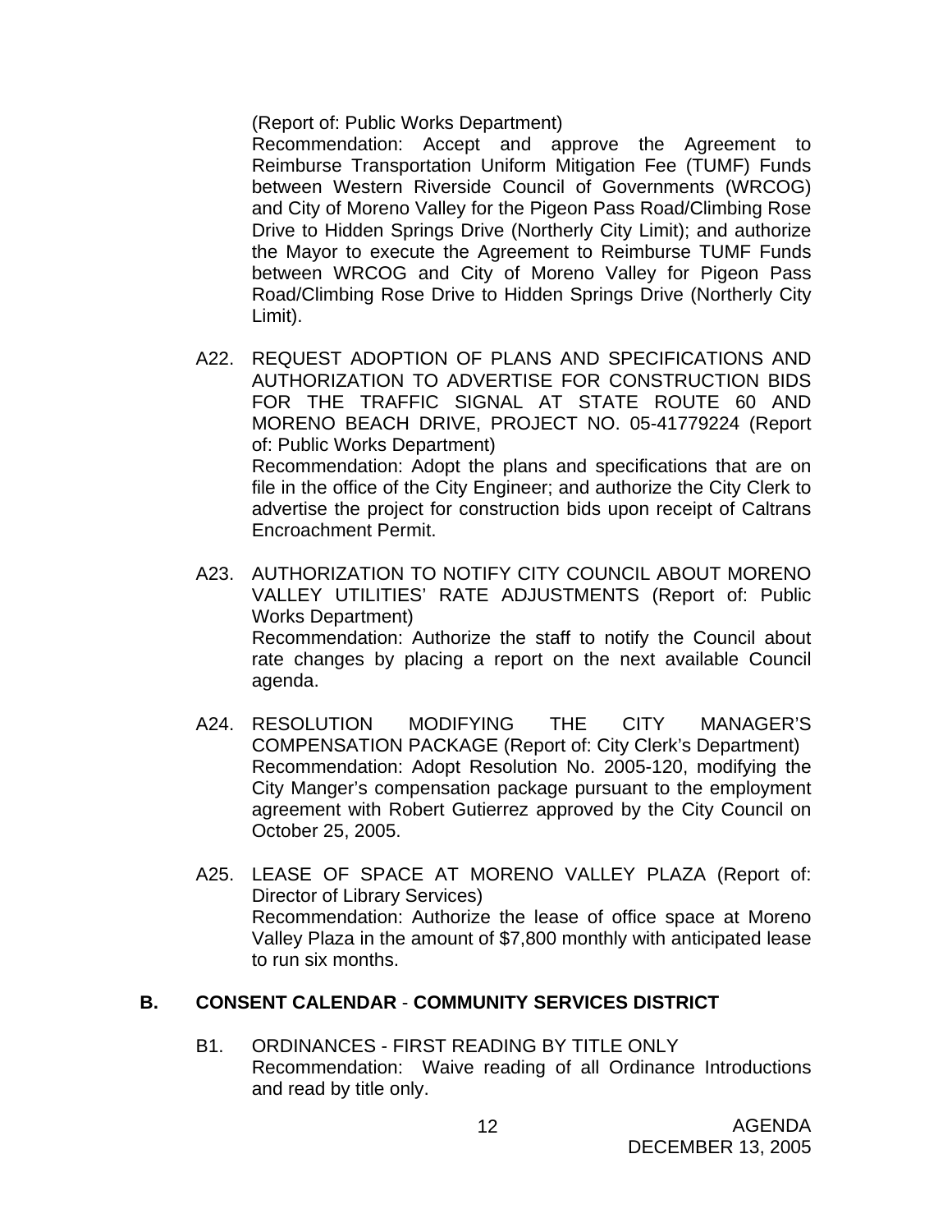(Report of: Public Works Department)
Recommendation: Accept and approve the Agreement to Reimburse Transportation Uniform Mitigation Fee (TUMF) Funds between Western Riverside Council of Governments (WRCOG) and City of Moreno Valley for the Pigeon Pass Road/Climbing Rose Drive to Hidden Springs Drive (Northerly City Limit); and authorize the Mayor to execute the Agreement to Reimburse TUMF Funds between WRCOG and City of Moreno Valley for Pigeon Pass Road/Climbing Rose Drive to Hidden Springs Drive (Northerly City Limit).

A22. REQUEST ADOPTION OF PLANS AND SPECIFICATIONS AND AUTHORIZATION TO ADVERTISE FOR CONSTRUCTION BIDS FOR THE TRAFFIC SIGNAL AT STATE ROUTE 60 AND MORENO BEACH DRIVE, PROJECT NO. 05-41779224 (Report of: Public Works Department)
Recommendation: Adopt the plans and specifications that are on file in the office of the City Engineer; and authorize the City Clerk to advertise the project for construction bids upon receipt of Caltrans Encroachment Permit.

A23. AUTHORIZATION TO NOTIFY CITY COUNCIL ABOUT MORENO VALLEY UTILITIES' RATE ADJUSTMENTS (Report of: Public Works Department)
Recommendation: Authorize the staff to notify the Council about rate changes by placing a report on the next available Council agenda.

A24. RESOLUTION MODIFYING THE CITY MANAGER'S COMPENSATION PACKAGE (Report of: City Clerk's Department)
Recommendation: Adopt Resolution No. 2005-120, modifying the City Manger's compensation package pursuant to the employment agreement with Robert Gutierrez approved by the City Council on October 25, 2005.

A25. LEASE OF SPACE AT MORENO VALLEY PLAZA (Report of: Director of Library Services)
Recommendation: Authorize the lease of office space at Moreno Valley Plaza in the amount of $7,800 monthly with anticipated lease to run six months.

## B. CONSENT CALENDAR - COMMUNITY SERVICES DISTRICT

B1. ORDINANCES - FIRST READING BY TITLE ONLY
Recommendation: Waive reading of all Ordinance Introductions and read by title only.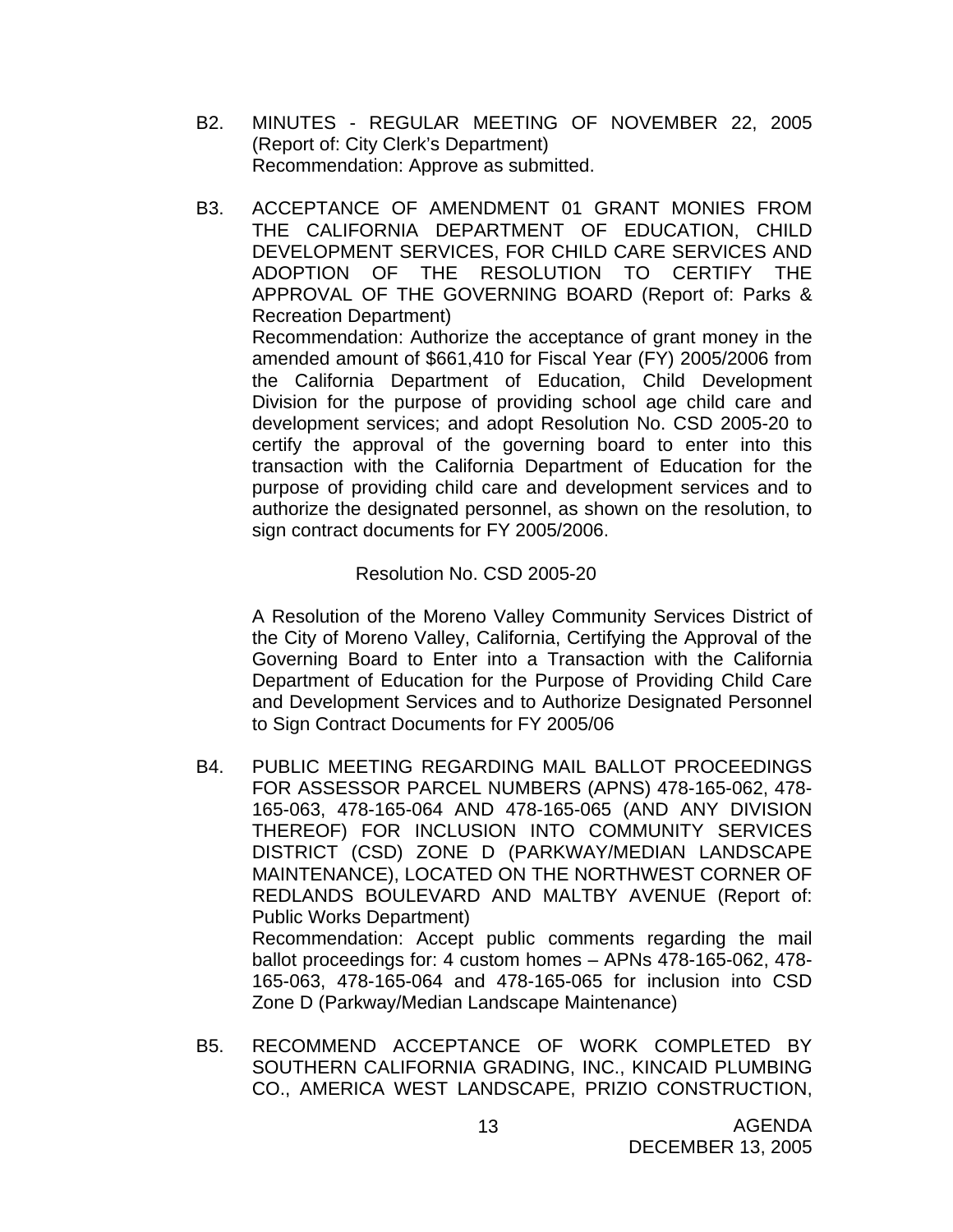B2. MINUTES - REGULAR MEETING OF NOVEMBER 22, 2005 (Report of: City Clerk's Department)
Recommendation: Approve as submitted.

B3. ACCEPTANCE OF AMENDMENT 01 GRANT MONIES FROM THE CALIFORNIA DEPARTMENT OF EDUCATION, CHILD DEVELOPMENT SERVICES, FOR CHILD CARE SERVICES AND ADOPTION OF THE RESOLUTION TO CERTIFY THE APPROVAL OF THE GOVERNING BOARD (Report of: Parks & Recreation Department)
Recommendation: Authorize the acceptance of grant money in the amended amount of $661,410 for Fiscal Year (FY) 2005/2006 from the California Department of Education, Child Development Division for the purpose of providing school age child care and development services; and adopt Resolution No. CSD 2005-20 to certify the approval of the governing board to enter into this transaction with the California Department of Education for the purpose of providing child care and development services and to authorize the designated personnel, as shown on the resolution, to sign contract documents for FY 2005/2006.

Resolution No. CSD 2005-20

A Resolution of the Moreno Valley Community Services District of the City of Moreno Valley, California, Certifying the Approval of the Governing Board to Enter into a Transaction with the California Department of Education for the Purpose of Providing Child Care and Development Services and to Authorize Designated Personnel to Sign Contract Documents for FY 2005/06

B4. PUBLIC MEETING REGARDING MAIL BALLOT PROCEEDINGS FOR ASSESSOR PARCEL NUMBERS (APNS) 478-165-062, 478-165-063, 478-165-064 AND 478-165-065 (AND ANY DIVISION THEREOF) FOR INCLUSION INTO COMMUNITY SERVICES DISTRICT (CSD) ZONE D (PARKWAY/MEDIAN LANDSCAPE MAINTENANCE), LOCATED ON THE NORTHWEST CORNER OF REDLANDS BOULEVARD AND MALTBY AVENUE (Report of: Public Works Department)
Recommendation: Accept public comments regarding the mail ballot proceedings for: 4 custom homes – APNs 478-165-062, 478-165-063, 478-165-064 and 478-165-065 for inclusion into CSD Zone D (Parkway/Median Landscape Maintenance)

B5. RECOMMEND ACCEPTANCE OF WORK COMPLETED BY SOUTHERN CALIFORNIA GRADING, INC., KINCAID PLUMBING CO., AMERICA WEST LANDSCAPE, PRIZIO CONSTRUCTION,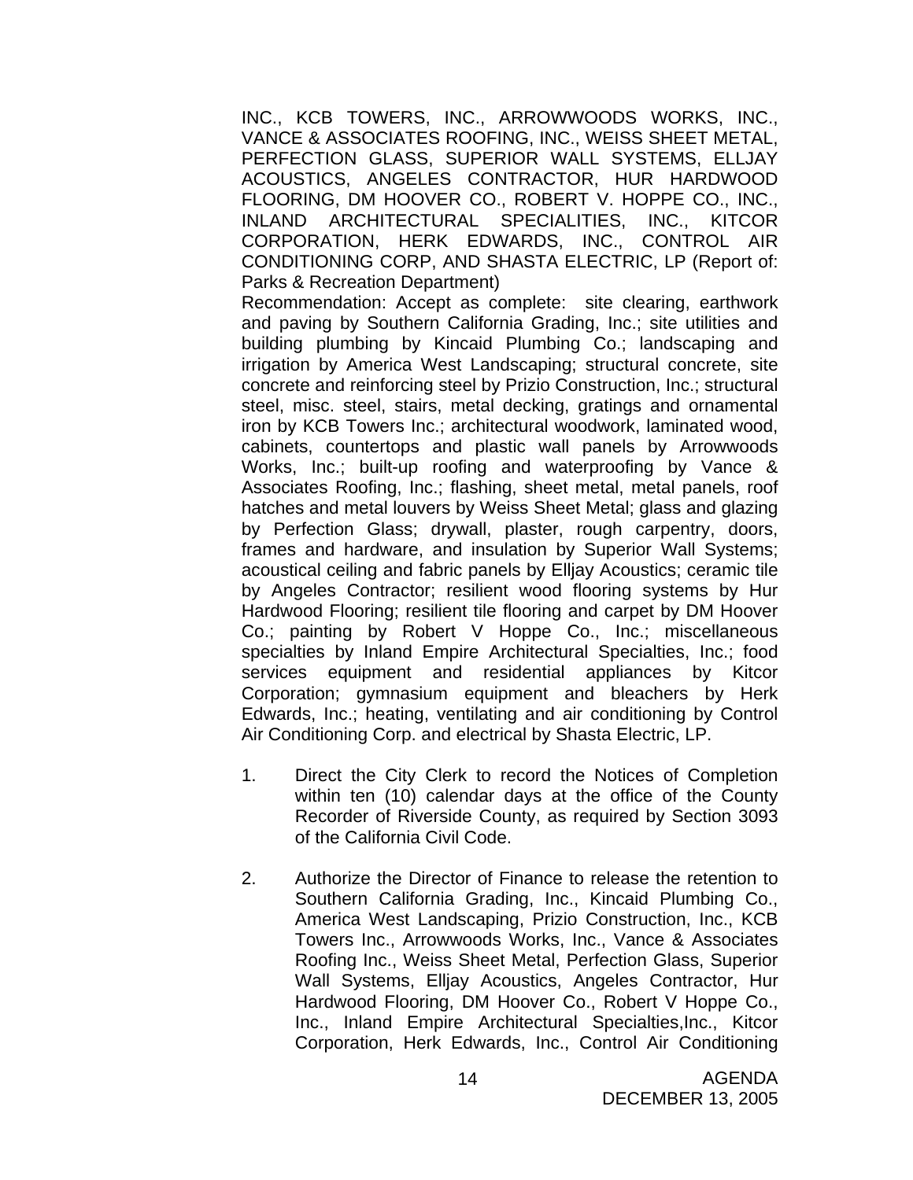INC., KCB TOWERS, INC., ARROWWOODS WORKS, INC., VANCE & ASSOCIATES ROOFING, INC., WEISS SHEET METAL, PERFECTION GLASS, SUPERIOR WALL SYSTEMS, ELLJAY ACOUSTICS, ANGELES CONTRACTOR, HUR HARDWOOD FLOORING, DM HOOVER CO., ROBERT V. HOPPE CO., INC., INLAND ARCHITECTURAL SPECIALITIES, INC., KITCOR CORPORATION, HERK EDWARDS, INC., CONTROL AIR CONDITIONING CORP, AND SHASTA ELECTRIC, LP (Report of: Parks & Recreation Department)

Recommendation: Accept as complete: site clearing, earthwork and paving by Southern California Grading, Inc.; site utilities and building plumbing by Kincaid Plumbing Co.; landscaping and irrigation by America West Landscaping; structural concrete, site concrete and reinforcing steel by Prizio Construction, Inc.; structural steel, misc. steel, stairs, metal decking, gratings and ornamental iron by KCB Towers Inc.; architectural woodwork, laminated wood, cabinets, countertops and plastic wall panels by Arrowwoods Works, Inc.; built-up roofing and waterproofing by Vance & Associates Roofing, Inc.; flashing, sheet metal, metal panels, roof hatches and metal louvers by Weiss Sheet Metal; glass and glazing by Perfection Glass; drywall, plaster, rough carpentry, doors, frames and hardware, and insulation by Superior Wall Systems; acoustical ceiling and fabric panels by Elljay Acoustics; ceramic tile by Angeles Contractor; resilient wood flooring systems by Hur Hardwood Flooring; resilient tile flooring and carpet by DM Hoover Co.; painting by Robert V Hoppe Co., Inc.; miscellaneous specialties by Inland Empire Architectural Specialties, Inc.; food services equipment and residential appliances by Kitcor Corporation; gymnasium equipment and bleachers by Herk Edwards, Inc.; heating, ventilating and air conditioning by Control Air Conditioning Corp. and electrical by Shasta Electric, LP.

1. Direct the City Clerk to record the Notices of Completion within ten (10) calendar days at the office of the County Recorder of Riverside County, as required by Section 3093 of the California Civil Code.

2. Authorize the Director of Finance to release the retention to Southern California Grading, Inc., Kincaid Plumbing Co., America West Landscaping, Prizio Construction, Inc., KCB Towers Inc., Arrowwoods Works, Inc., Vance & Associates Roofing Inc., Weiss Sheet Metal, Perfection Glass, Superior Wall Systems, Elljay Acoustics, Angeles Contractor, Hur Hardwood Flooring, DM Hoover Co., Robert V Hoppe Co., Inc., Inland Empire Architectural Specialties,Inc., Kitcor Corporation, Herk Edwards, Inc., Control Air Conditioning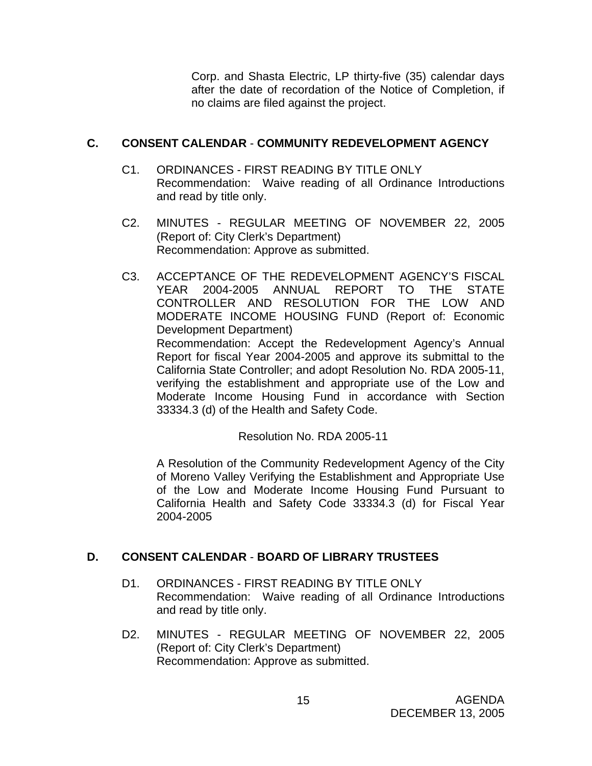Corp. and Shasta Electric, LP thirty-five (35) calendar days after the date of recordation of the Notice of Completion, if no claims are filed against the project.

## C. CONSENT CALENDAR - COMMUNITY REDEVELOPMENT AGENCY

C1. ORDINANCES - FIRST READING BY TITLE ONLY
Recommendation: Waive reading of all Ordinance Introductions and read by title only.

C2. MINUTES - REGULAR MEETING OF NOVEMBER 22, 2005 (Report of: City Clerk's Department)
Recommendation: Approve as submitted.

C3. ACCEPTANCE OF THE REDEVELOPMENT AGENCY'S FISCAL YEAR 2004-2005 ANNUAL REPORT TO THE STATE CONTROLLER AND RESOLUTION FOR THE LOW AND MODERATE INCOME HOUSING FUND (Report of: Economic Development Department)
Recommendation: Accept the Redevelopment Agency's Annual Report for fiscal Year 2004-2005 and approve its submittal to the California State Controller; and adopt Resolution No. RDA 2005-11, verifying the establishment and appropriate use of the Low and Moderate Income Housing Fund in accordance with Section 33334.3 (d) of the Health and Safety Code.

Resolution No. RDA 2005-11

A Resolution of the Community Redevelopment Agency of the City of Moreno Valley Verifying the Establishment and Appropriate Use of the Low and Moderate Income Housing Fund Pursuant to California Health and Safety Code 33334.3 (d) for Fiscal Year 2004-2005

## D. CONSENT CALENDAR - BOARD OF LIBRARY TRUSTEES

D1. ORDINANCES - FIRST READING BY TITLE ONLY
Recommendation: Waive reading of all Ordinance Introductions and read by title only.

D2. MINUTES - REGULAR MEETING OF NOVEMBER 22, 2005 (Report of: City Clerk's Department)
Recommendation: Approve as submitted.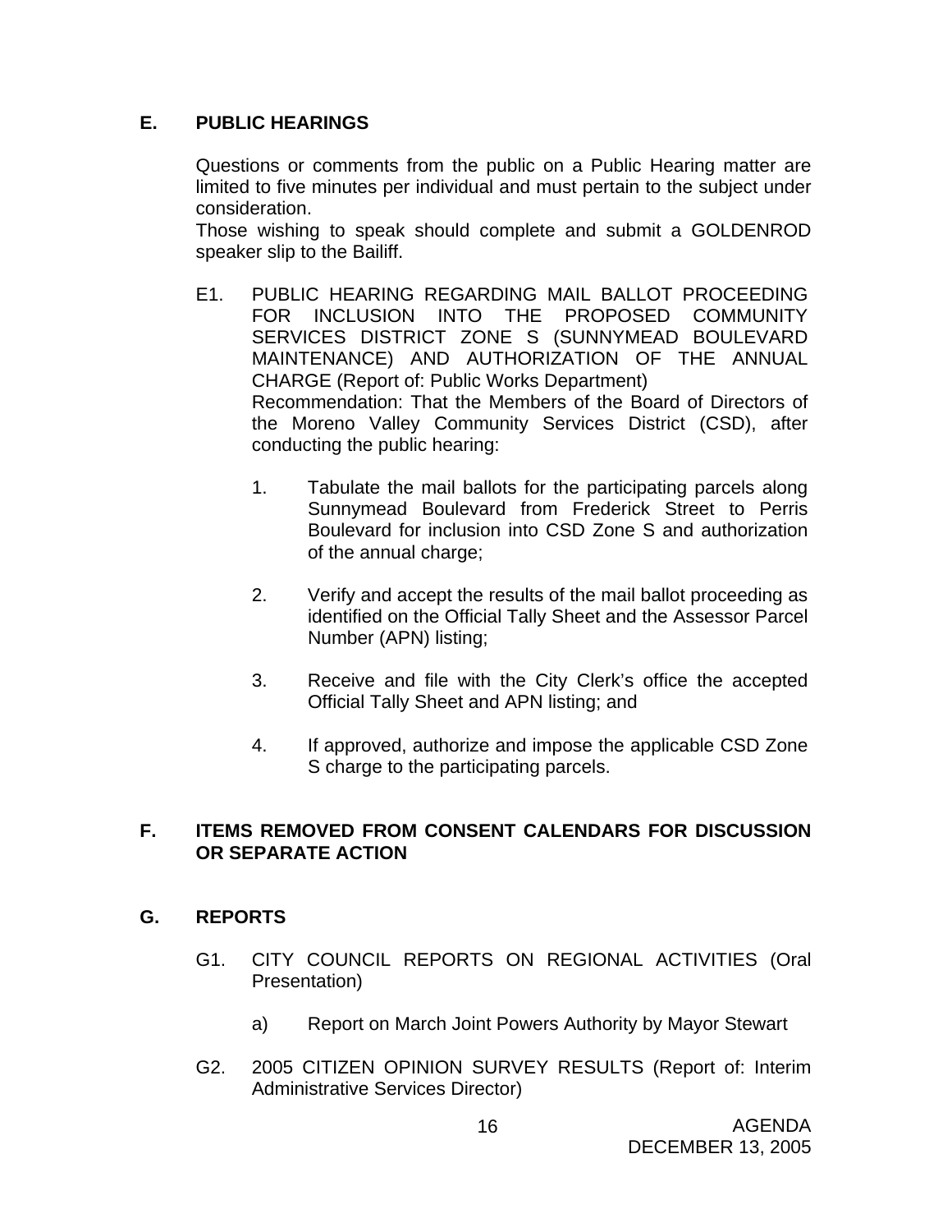## E. PUBLIC HEARINGS

Questions or comments from the public on a Public Hearing matter are limited to five minutes per individual and must pertain to the subject under consideration.

Those wishing to speak should complete and submit a GOLDENROD speaker slip to the Bailiff.

E1. PUBLIC HEARING REGARDING MAIL BALLOT PROCEEDING FOR INCLUSION INTO THE PROPOSED COMMUNITY SERVICES DISTRICT ZONE S (SUNNYMEAD BOULEVARD MAINTENANCE) AND AUTHORIZATION OF THE ANNUAL CHARGE (Report of: Public Works Department)

Recommendation: That the Members of the Board of Directors of the Moreno Valley Community Services District (CSD), after conducting the public hearing:

1. Tabulate the mail ballots for the participating parcels along Sunnymead Boulevard from Frederick Street to Perris Boulevard for inclusion into CSD Zone S and authorization of the annual charge;

2. Verify and accept the results of the mail ballot proceeding as identified on the Official Tally Sheet and the Assessor Parcel Number (APN) listing;

3. Receive and file with the City Clerk's office the accepted Official Tally Sheet and APN listing; and

4. If approved, authorize and impose the applicable CSD Zone S charge to the participating parcels.

## F. ITEMS REMOVED FROM CONSENT CALENDARS FOR DISCUSSION OR SEPARATE ACTION

## G. REPORTS

G1. CITY COUNCIL REPORTS ON REGIONAL ACTIVITIES (Oral Presentation)

a) Report on March Joint Powers Authority by Mayor Stewart

G2. 2005 CITIZEN OPINION SURVEY RESULTS (Report of: Interim Administrative Services Director)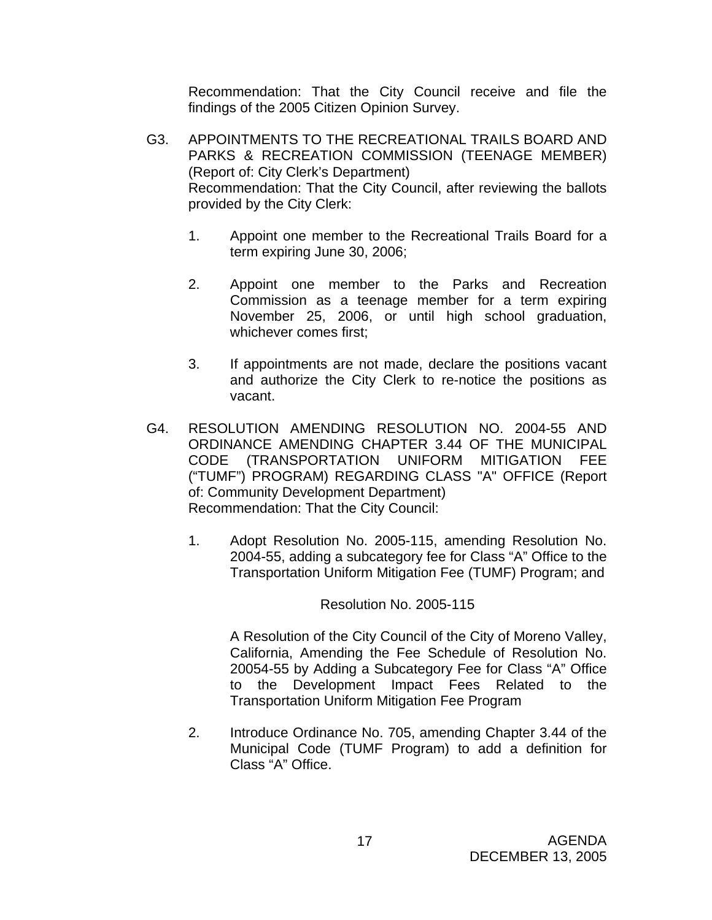Recommendation: That the City Council receive and file the findings of the 2005 Citizen Opinion Survey.

G3. APPOINTMENTS TO THE RECREATIONAL TRAILS BOARD AND PARKS & RECREATION COMMISSION (TEENAGE MEMBER) (Report of: City Clerk's Department)
Recommendation: That the City Council, after reviewing the ballots provided by the City Clerk:

1. Appoint one member to the Recreational Trails Board for a term expiring June 30, 2006;

2. Appoint one member to the Parks and Recreation Commission as a teenage member for a term expiring November 25, 2006, or until high school graduation, whichever comes first;

3. If appointments are not made, declare the positions vacant and authorize the City Clerk to re-notice the positions as vacant.

G4. RESOLUTION AMENDING RESOLUTION NO. 2004-55 AND ORDINANCE AMENDING CHAPTER 3.44 OF THE MUNICIPAL CODE (TRANSPORTATION UNIFORM MITIGATION FEE ("TUMF") PROGRAM) REGARDING CLASS "A" OFFICE (Report of: Community Development Department)
Recommendation: That the City Council:

1. Adopt Resolution No. 2005-115, amending Resolution No. 2004-55, adding a subcategory fee for Class "A" Office to the Transportation Uniform Mitigation Fee (TUMF) Program; and

   Resolution No. 2005-115

   A Resolution of the City Council of the City of Moreno Valley, California, Amending the Fee Schedule of Resolution No. 20054-55 by Adding a Subcategory Fee for Class "A" Office to the Development Impact Fees Related to the Transportation Uniform Mitigation Fee Program

2. Introduce Ordinance No. 705, amending Chapter 3.44 of the Municipal Code (TUMF Program) to add a definition for Class "A" Office.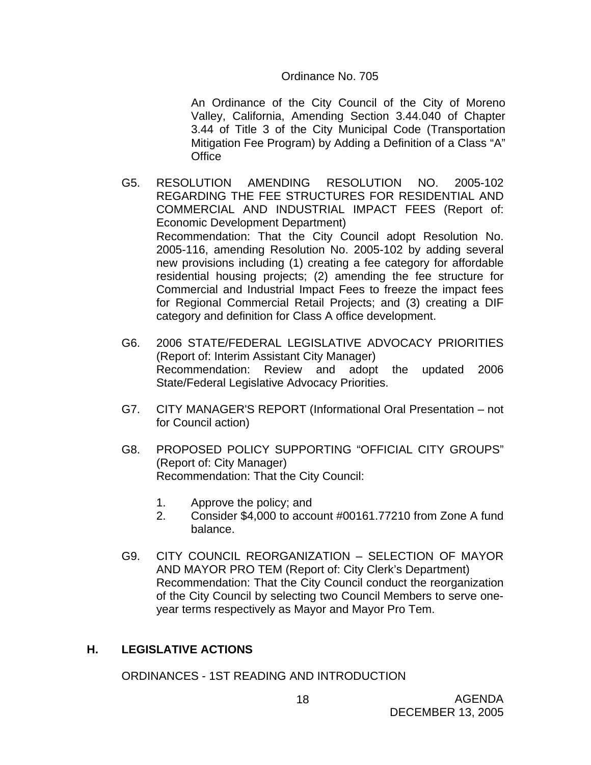Ordinance No. 705

An Ordinance of the City Council of the City of Moreno Valley, California, Amending Section 3.44.040 of Chapter 3.44 of Title 3 of the City Municipal Code (Transportation Mitigation Fee Program) by Adding a Definition of a Class "A" Office

G5. RESOLUTION AMENDING RESOLUTION NO. 2005-102 REGARDING THE FEE STRUCTURES FOR RESIDENTIAL AND COMMERCIAL AND INDUSTRIAL IMPACT FEES (Report of: Economic Development Department)
Recommendation: That the City Council adopt Resolution No. 2005-116, amending Resolution No. 2005-102 by adding several new provisions including (1) creating a fee category for affordable residential housing projects; (2) amending the fee structure for Commercial and Industrial Impact Fees to freeze the impact fees for Regional Commercial Retail Projects; and (3) creating a DIF category and definition for Class A office development.

G6. 2006 STATE/FEDERAL LEGISLATIVE ADVOCACY PRIORITIES (Report of: Interim Assistant City Manager)
Recommendation: Review and adopt the updated 2006 State/Federal Legislative Advocacy Priorities.

G7. CITY MANAGER'S REPORT (Informational Oral Presentation – not for Council action)

G8. PROPOSED POLICY SUPPORTING "OFFICIAL CITY GROUPS" (Report of: City Manager)
Recommendation: That the City Council:

1. Approve the policy; and
2. Consider $4,000 to account #00161.77210 from Zone A fund balance.

G9. CITY COUNCIL REORGANIZATION – SELECTION OF MAYOR AND MAYOR PRO TEM (Report of: City Clerk's Department)
Recommendation: That the City Council conduct the reorganization of the City Council by selecting two Council Members to serve one-year terms respectively as Mayor and Mayor Pro Tem.

## H. LEGISLATIVE ACTIONS

ORDINANCES - 1ST READING AND INTRODUCTION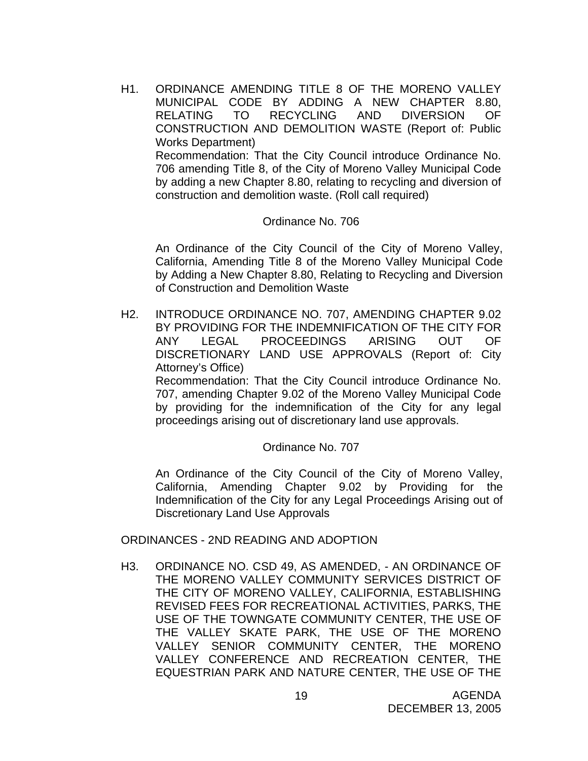H1. ORDINANCE AMENDING TITLE 8 OF THE MORENO VALLEY MUNICIPAL CODE BY ADDING A NEW CHAPTER 8.80, RELATING TO RECYCLING AND DIVERSION OF CONSTRUCTION AND DEMOLITION WASTE (Report of: Public Works Department)

Recommendation: That the City Council introduce Ordinance No. 706 amending Title 8, of the City of Moreno Valley Municipal Code by adding a new Chapter 8.80, relating to recycling and diversion of construction and demolition waste. (Roll call required)

Ordinance No. 706

An Ordinance of the City Council of the City of Moreno Valley, California, Amending Title 8 of the Moreno Valley Municipal Code by Adding a New Chapter 8.80, Relating to Recycling and Diversion of Construction and Demolition Waste

H2. INTRODUCE ORDINANCE NO. 707, AMENDING CHAPTER 9.02 BY PROVIDING FOR THE INDEMNIFICATION OF THE CITY FOR ANY LEGAL PROCEEDINGS ARISING OUT OF DISCRETIONARY LAND USE APPROVALS (Report of: City Attorney's Office)

Recommendation: That the City Council introduce Ordinance No. 707, amending Chapter 9.02 of the Moreno Valley Municipal Code by providing for the indemnification of the City for any legal proceedings arising out of discretionary land use approvals.

Ordinance No. 707

An Ordinance of the City Council of the City of Moreno Valley, California, Amending Chapter 9.02 by Providing for the Indemnification of the City for any Legal Proceedings Arising out of Discretionary Land Use Approvals

ORDINANCES - 2ND READING AND ADOPTION

H3. ORDINANCE NO. CSD 49, AS AMENDED, - AN ORDINANCE OF THE MORENO VALLEY COMMUNITY SERVICES DISTRICT OF THE CITY OF MORENO VALLEY, CALIFORNIA, ESTABLISHING REVISED FEES FOR RECREATIONAL ACTIVITIES, PARKS, THE USE OF THE TOWNGATE COMMUNITY CENTER, THE USE OF THE VALLEY SKATE PARK, THE USE OF THE MORENO VALLEY SENIOR COMMUNITY CENTER, THE MORENO VALLEY CONFERENCE AND RECREATION CENTER, THE EQUESTRIAN PARK AND NATURE CENTER, THE USE OF THE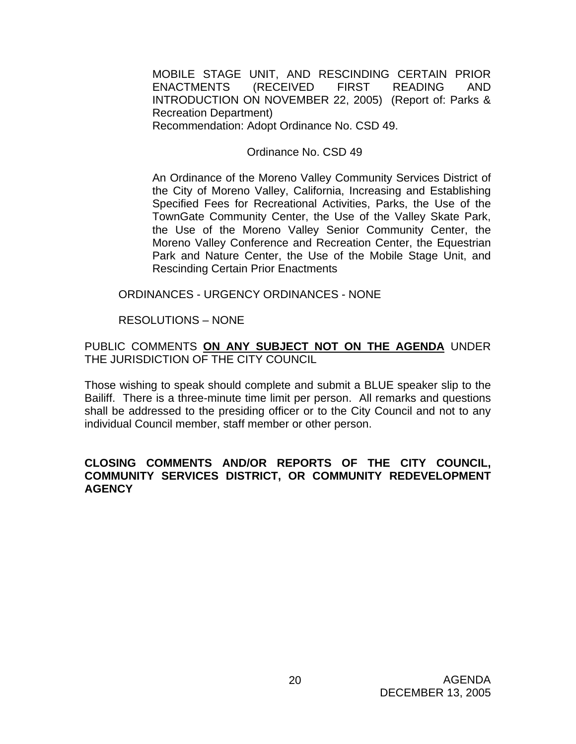MOBILE STAGE UNIT, AND RESCINDING CERTAIN PRIOR ENACTMENTS (RECEIVED FIRST READING AND INTRODUCTION ON NOVEMBER 22, 2005) (Report of: Parks & Recreation Department)
Recommendation: Adopt Ordinance No. CSD 49.

Ordinance No. CSD 49

An Ordinance of the Moreno Valley Community Services District of the City of Moreno Valley, California, Increasing and Establishing Specified Fees for Recreational Activities, Parks, the Use of the TownGate Community Center, the Use of the Valley Skate Park, the Use of the Moreno Valley Senior Community Center, the Moreno Valley Conference and Recreation Center, the Equestrian Park and Nature Center, the Use of the Mobile Stage Unit, and Rescinding Certain Prior Enactments

ORDINANCES - URGENCY ORDINANCES - NONE

RESOLUTIONS – NONE

PUBLIC COMMENTS **ON ANY SUBJECT NOT ON THE AGENDA** UNDER THE JURISDICTION OF THE CITY COUNCIL

Those wishing to speak should complete and submit a BLUE speaker slip to the Bailiff. There is a three-minute time limit per person. All remarks and questions shall be addressed to the presiding officer or to the City Council and not to any individual Council member, staff member or other person.

**CLOSING COMMENTS AND/OR REPORTS OF THE CITY COUNCIL, COMMUNITY SERVICES DISTRICT, OR COMMUNITY REDEVELOPMENT AGENCY**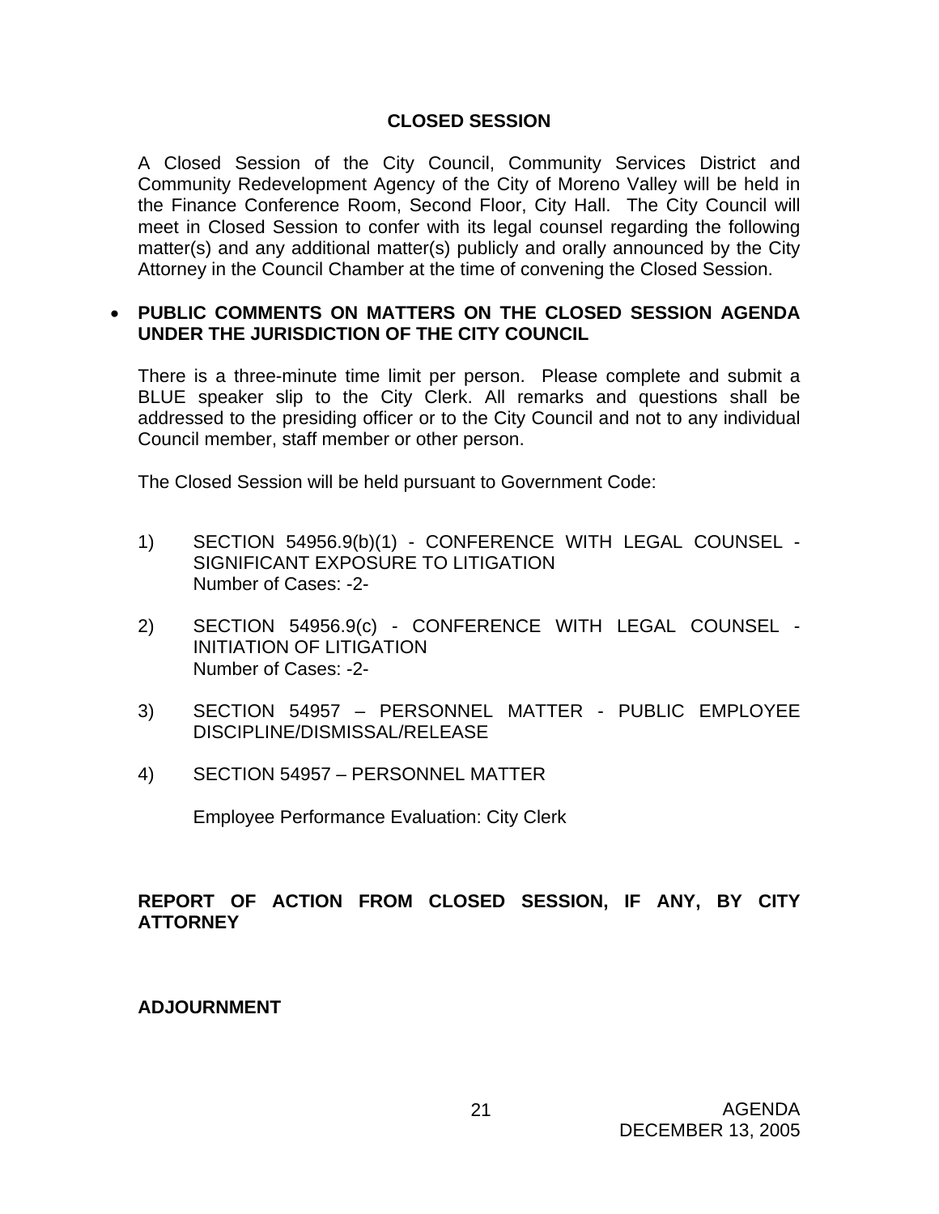## CLOSED SESSION

A Closed Session of the City Council, Community Services District and Community Redevelopment Agency of the City of Moreno Valley will be held in the Finance Conference Room, Second Floor, City Hall. The City Council will meet in Closed Session to confer with its legal counsel regarding the following matter(s) and any additional matter(s) publicly and orally announced by the City Attorney in the Council Chamber at the time of convening the Closed Session.

- **PUBLIC COMMENTS ON MATTERS ON THE CLOSED SESSION AGENDA UNDER THE JURISDICTION OF THE CITY COUNCIL**

  There is a three-minute time limit per person. Please complete and submit a BLUE speaker slip to the City Clerk. All remarks and questions shall be addressed to the presiding officer or to the City Council and not to any individual Council member, staff member or other person.

  The Closed Session will be held pursuant to Government Code:

1) SECTION 54956.9(b)(1) - CONFERENCE WITH LEGAL COUNSEL - SIGNIFICANT EXPOSURE TO LITIGATION
   Number of Cases: -2-

2) SECTION 54956.9(c) - CONFERENCE WITH LEGAL COUNSEL - INITIATION OF LITIGATION
   Number of Cases: -2-

3) SECTION 54957 – PERSONNEL MATTER - PUBLIC EMPLOYEE DISCIPLINE/DISMISSAL/RELEASE

4) SECTION 54957 – PERSONNEL MATTER

   Employee Performance Evaluation: City Clerk

**REPORT OF ACTION FROM CLOSED SESSION, IF ANY, BY CITY ATTORNEY**

**ADJOURNMENT**